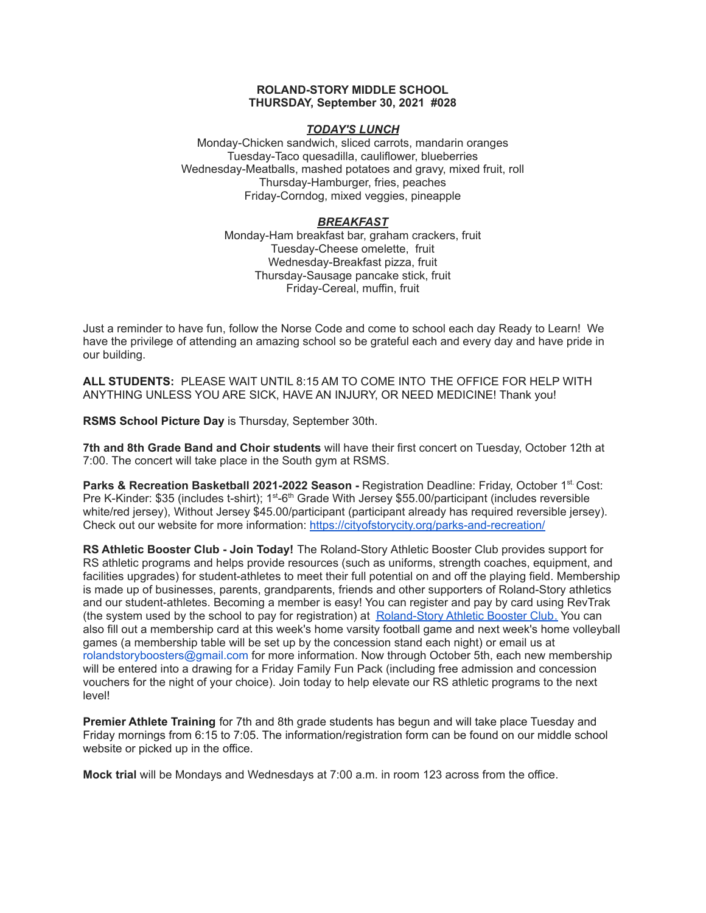**ROLAND-STORY MIDDLE SCHOOL**
**THURSDAY, September 30, 2021 #028**

***TODAY'S LUNCH***

Monday-Chicken sandwich, sliced carrots, mandarin oranges
Tuesday-Taco quesadilla, cauliflower, blueberries
Wednesday-Meatballs, mashed potatoes and gravy, mixed fruit, roll
Thursday-Hamburger, fries, peaches
Friday-Corndog, mixed veggies, pineapple

***BREAKFAST***

Monday-Ham breakfast bar, graham crackers, fruit
Tuesday-Cheese omelette, fruit
Wednesday-Breakfast pizza, fruit
Thursday-Sausage pancake stick, fruit
Friday-Cereal, muffin, fruit

Just a reminder to have fun, follow the Norse Code and come to school each day Ready to Learn! We have the privilege of attending an amazing school so be grateful each and every day and have pride in our building.

**ALL STUDENTS:** PLEASE WAIT UNTIL 8:15 AM TO COME INTO THE OFFICE FOR HELP WITH ANYTHING UNLESS YOU ARE SICK, HAVE AN INJURY, OR NEED MEDICINE! Thank you!

**RSMS School Picture Day** is Thursday, September 30th.

**7th and 8th Grade Band and Choir students** will have their first concert on Tuesday, October 12th at 7:00. The concert will take place in the South gym at RSMS.

**Parks & Recreation Basketball 2021-2022 Season -** Registration Deadline: Friday, October 1st. Cost: Pre K-Kinder: $35 (includes t-shirt); 1st-6th Grade With Jersey $55.00/participant (includes reversible white/red jersey), Without Jersey $45.00/participant (participant already has required reversible jersey). Check out our website for more information: [https://cityofstorycity.org/parks-and-recreation/](https://cityofstorycity.org/parks-and-recreation/)

**RS Athletic Booster Club - Join Today!** The Roland-Story Athletic Booster Club provides support for RS athletic programs and helps provide resources (such as uniforms, strength coaches, equipment, and facilities upgrades) for student-athletes to meet their full potential on and off the playing field. Membership is made up of businesses, parents, grandparents, friends and other supporters of Roland-Story athletics and our student-athletes. Becoming a member is easy! You can register and pay by card using RevTrak (the system used by the school to pay for registration) at [Roland-Story Athletic Booster Club.](#) You can also fill out a membership card at this week's home varsity football game and next week's home volleyball games (a membership table will be set up by the concession stand each night) or email us at rolandstoryboosters@gmail.com for more information. Now through October 5th, each new membership will be entered into a drawing for a Friday Family Fun Pack (including free admission and concession vouchers for the night of your choice). Join today to help elevate our RS athletic programs to the next level!

**Premier Athlete Training** for 7th and 8th grade students has begun and will take place Tuesday and Friday mornings from 6:15 to 7:05. The information/registration form can be found on our middle school website or picked up in the office.

**Mock trial** will be Mondays and Wednesdays at 7:00 a.m. in room 123 across from the office.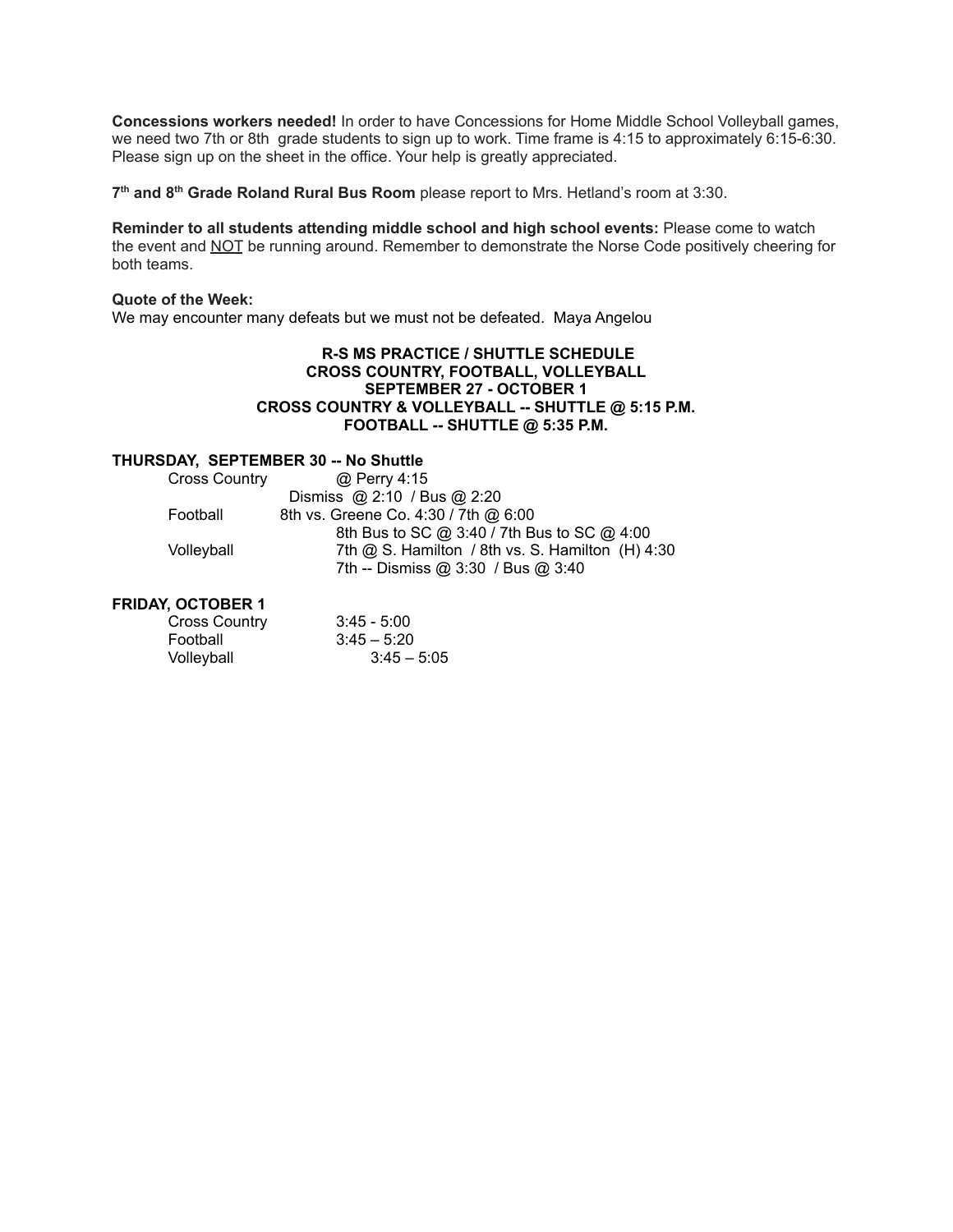**Concessions workers needed!** In order to have Concessions for Home Middle School Volleyball games, we need two 7th or 8th grade students to sign up to work. Time frame is 4:15 to approximately 6:15-6:30. Please sign up on the sheet in the office. Your help is greatly appreciated.

**7th and 8th Grade Roland Rural Bus Room** please report to Mrs. Hetland's room at 3:30.

**Reminder to all students attending middle school and high school events:** Please come to watch the event and NOT be running around. Remember to demonstrate the Norse Code positively cheering for both teams.

**Quote of the Week:**
We may encounter many defeats but we must not be defeated. Maya Angelou

**R-S MS PRACTICE / SHUTTLE SCHEDULE**
**CROSS COUNTRY, FOOTBALL, VOLLEYBALL**
**SEPTEMBER 27 - OCTOBER 1**
**CROSS COUNTRY & VOLLEYBALL -- SHUTTLE @ 5:15 P.M.**
**FOOTBALL -- SHUTTLE @ 5:35 P.M.**

**THURSDAY, SEPTEMBER 30 -- No Shuttle**

| | |
|---|---|
| Cross Country | @ Perry 4:15 |
| | Dismiss @ 2:10 / Bus @ 2:20 |
| Football | 8th vs. Greene Co. 4:30 / 7th @ 6:00 |
| | 8th Bus to SC @ 3:40 / 7th Bus to SC @ 4:00 |
| Volleyball | 7th @ S. Hamilton / 8th vs. S. Hamilton (H) 4:30 |
| | 7th -- Dismiss @ 3:30 / Bus @ 3:40 |

**FRIDAY, OCTOBER 1**

| | |
|---|---|
| Cross Country | 3:45 - 5:00 |
| Football | 3:45 – 5:20 |
| Volleyball | 3:45 – 5:05 |